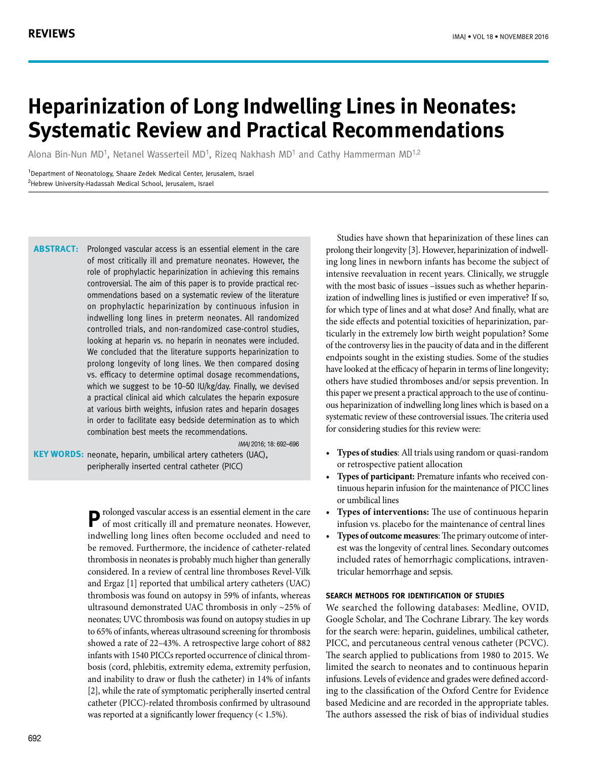REVIEWS

# Heparinization of Long Indwelling Lines in Neonates: Systematic Review and Practical Recommendations

Alona Bin-Nun MD[1], Netanel Wasserteil MD[1], Rizeq Nakhash MD[1] and Cathy Hammerman MD[1,2]

[1]Department of Neonatology, Shaare Zedek Medical Center, Jerusalem, Israel
[2]Hebrew University-Hadassah Medical School, Jerusalem, Israel

**ABSTRACT:** Prolonged vascular access is an essential element in the care of most critically ill and premature neonates. However, the role of prophylactic heparinization in achieving this remains controversial. The aim of this paper is to provide practical recommendations based on a systematic review of the literature on prophylactic heparinization by continuous infusion in indwelling long lines in preterm neonates. All randomized controlled trials, and non-randomized case-control studies, looking at heparin vs. no heparin in neonates were included. We concluded that the literature supports heparinization to prolong longevity of long lines. We then compared dosing vs. efficacy to determine optimal dosage recommendations, which we suggest to be 10–50 IU/kg/day. Finally, we devised a practical clinical aid which calculates the heparin exposure at various birth weights, infusion rates and heparin dosages in order to facilitate easy bedside determination as to which combination best meets the recommendations.

*IMAJ* 2016; 18: 692–696

**KEY WORDS:** neonate, heparin, umbilical artery catheters (UAC), peripherally inserted central catheter (PICC)

Prolonged vascular access is an essential element in the care of most critically ill and premature neonates. However, indwelling long lines often become occluded and need to be removed. Furthermore, the incidence of catheter-related thrombosis in neonates is probably much higher than generally considered. In a review of central line thromboses Revel-Vilk and Ergaz [1] reported that umbilical artery catheters (UAC) thrombosis was found on autopsy in 59% of infants, whereas ultrasound demonstrated UAC thrombosis in only ~25% of neonates; UVC thrombosis was found on autopsy studies in up to 65% of infants, whereas ultrasound screening for thrombosis showed a rate of 22–43%. A retrospective large cohort of 882 infants with 1540 PICCs reported occurrence of clinical thrombosis (cord, phlebitis, extremity edema, extremity perfusion, and inability to draw or flush the catheter) in 14% of infants [2], while the rate of symptomatic peripherally inserted central catheter (PICC)-related thrombosis confirmed by ultrasound was reported at a significantly lower frequency (< 1.5%).

Studies have shown that heparinization of these lines can prolong their longevity [3]. However, heparinization of indwelling long lines in newborn infants has become the subject of intensive reevaluation in recent years. Clinically, we struggle with the most basic of issues –issues such as whether heparinization of indwelling lines is justified or even imperative? If so, for which type of lines and at what dose? And finally, what are the side effects and potential toxicities of heparinization, particularly in the extremely low birth weight population? Some of the controversy lies in the paucity of data and in the different endpoints sought in the existing studies. Some of the studies have looked at the efficacy of heparin in terms of line longevity; others have studied thromboses and/or sepsis prevention. In this paper we present a practical approach to the use of continuous heparinization of indwelling long lines which is based on a systematic review of these controversial issues. The criteria used for considering studies for this review were:

- **Types of studies**: All trials using random or quasi-random or retrospective patient allocation
- **Types of participant:** Premature infants who received continuous heparin infusion for the maintenance of PICC lines or umbilical lines
- **Types of interventions:** The use of continuous heparin infusion vs. placebo for the maintenance of central lines
- **Types of outcome measures**: The primary outcome of interest was the longevity of central lines. Secondary outcomes included rates of hemorrhagic complications, intraventricular hemorrhage and sepsis.

### SEARCH METHODS FOR IDENTIFICATION OF STUDIES

We searched the following databases: Medline, OVID, Google Scholar, and The Cochrane Library. The key words for the search were: heparin, guidelines, umbilical catheter, PICC, and percutaneous central venous catheter (PCVC). The search applied to publications from 1980 to 2015. We limited the search to neonates and to continuous heparin infusions. Levels of evidence and grades were defined according to the classification of the Oxford Centre for Evidence based Medicine and are recorded in the appropriate tables. The authors assessed the risk of bias of individual studies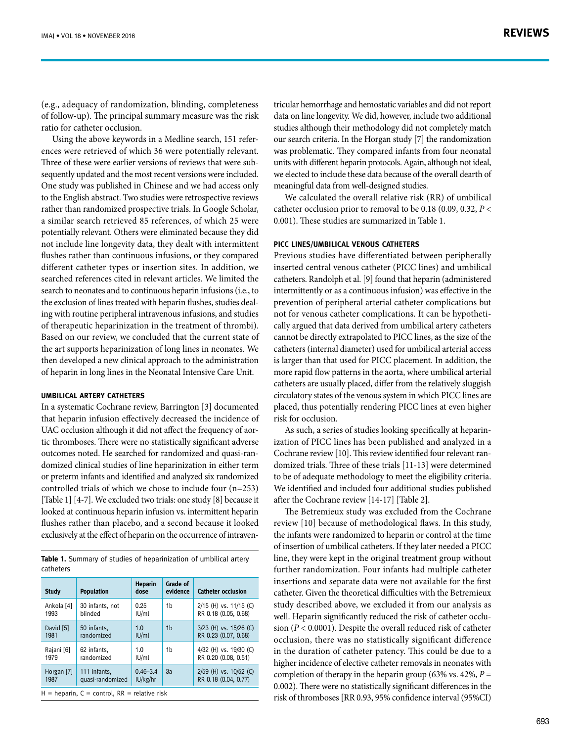(e.g., adequacy of randomization, blinding, completeness of follow-up). The principal summary measure was the risk ratio for catheter occlusion.

Using the above keywords in a Medline search, 151 references were retrieved of which 36 were potentially relevant. Three of these were earlier versions of reviews that were subsequently updated and the most recent versions were included. One study was published in Chinese and we had access only to the English abstract. Two studies were retrospective reviews rather than randomized prospective trials. In Google Scholar, a similar search retrieved 85 references, of which 25 were potentially relevant. Others were eliminated because they did not include line longevity data, they dealt with intermittent flushes rather than continuous infusions, or they compared different catheter types or insertion sites. In addition, we searched references cited in relevant articles. We limited the search to neonates and to continuous heparin infusions (i.e., to the exclusion of lines treated with heparin flushes, studies dealing with routine peripheral intravenous infusions, and studies of therapeutic heparinization in the treatment of thrombi). Based on our review, we concluded that the current state of the art supports heparinization of long lines in neonates. We then developed a new clinical approach to the administration of heparin in long lines in the Neonatal Intensive Care Unit.

### UMBILICAL ARTERY CATHETERS

In a systematic Cochrane review, Barrington [3] documented that heparin infusion effectively decreased the incidence of UAC occlusion although it did not affect the frequency of aortic thromboses. There were no statistically significant adverse outcomes noted. He searched for randomized and quasi-randomized clinical studies of line heparinization in either term or preterm infants and identified and analyzed six randomized controlled trials of which we chose to include four (n=253) [Table 1] [4-7]. We excluded two trials: one study [8] because it looked at continuous heparin infusion vs. intermittent heparin flushes rather than placebo, and a second because it looked exclusively at the effect of heparin on the occurrence of intraventricular hemorrhage and hemostatic variables and did not report data on line longevity. We did, however, include two additional studies although their methodology did not completely match our search criteria. In the Horgan study [7] the randomization was problematic. They compared infants from four neonatal units with different heparin protocols. Again, although not ideal, we elected to include these data because of the overall dearth of meaningful data from well-designed studies.

We calculated the overall relative risk (RR) of umbilical catheter occlusion prior to removal to be 0.18 (0.09, 0.32, $P < 0.001$). These studies are summarized in Table 1.

**Table 1.** Summary of studies of heparinization of umbilical artery catheters

| Study | Population | Heparin dose | Grade of evidence | Catheter occlusion |
|---|---|---|---|---|
| Ankola [4] 1993 | 30 infants, not blinded | 0.25 IU/ml | 1b | 2/15 (H) vs. 11/15 (C) RR 0.18 (0.05, 0.68) |
| David [5] 1981 | 50 infants, randomized | 1.0 IU/ml | 1b | 3/23 (H) vs. 15/26 (C) RR 0.23 (0.07, 0.68) |
| Rajani [6] 1979 | 62 infants, randomized | 1.0 IU/ml | 1b | 4/32 (H) vs. 19/30 (C) RR 0.20 (0.08, 0.51) |
| Horgan [7] 1987 | 111 infants, quasi-randomized | 0.46–3.4 IU/kg/hr | 3a | 2/59 (H) vs. 10/52 (C) RR 0.18 (0.04, 0.77) |

H = heparin, C = control, RR = relative risk

### PICC LINES/UMBILICAL VENOUS CATHETERS

Previous studies have differentiated between peripherally inserted central venous catheter (PICC lines) and umbilical catheters. Randolph et al. [9] found that heparin (administered intermittently or as a continuous infusion) was effective in the prevention of peripheral arterial catheter complications but not for venous catheter complications. It can be hypothetically argued that data derived from umbilical artery catheters cannot be directly extrapolated to PICC lines, as the size of the catheters (internal diameter) used for umbilical arterial access is larger than that used for PICC placement. In addition, the more rapid flow patterns in the aorta, where umbilical arterial catheters are usually placed, differ from the relatively sluggish circulatory states of the venous system in which PICC lines are placed, thus potentially rendering PICC lines at even higher risk for occlusion.

As such, a series of studies looking specifically at heparinization of PICC lines has been published and analyzed in a Cochrane review [10]. This review identified four relevant randomized trials. Three of these trials [11-13] were determined to be of adequate methodology to meet the eligibility criteria. We identified and included four additional studies published after the Cochrane review [14-17] [Table 2].

The Betremieux study was excluded from the Cochrane review [10] because of methodological flaws. In this study, the infants were randomized to heparin or control at the time of insertion of umbilical catheters. If they later needed a PICC line, they were kept in the original treatment group without further randomization. Four infants had multiple catheter insertions and separate data were not available for the first catheter. Given the theoretical difficulties with the Betremieux study described above, we excluded it from our analysis as well. Heparin significantly reduced the risk of catheter occlusion ($P < 0.0001$). Despite the overall reduced risk of catheter occlusion, there was no statistically significant difference in the duration of catheter patency. This could be due to a higher incidence of elective catheter removals in neonates with completion of therapy in the heparin group (63% vs. 42%, $P = 0.002$). There were no statistically significant differences in the risk of thromboses [RR 0.93, 95% confidence interval (95%CI)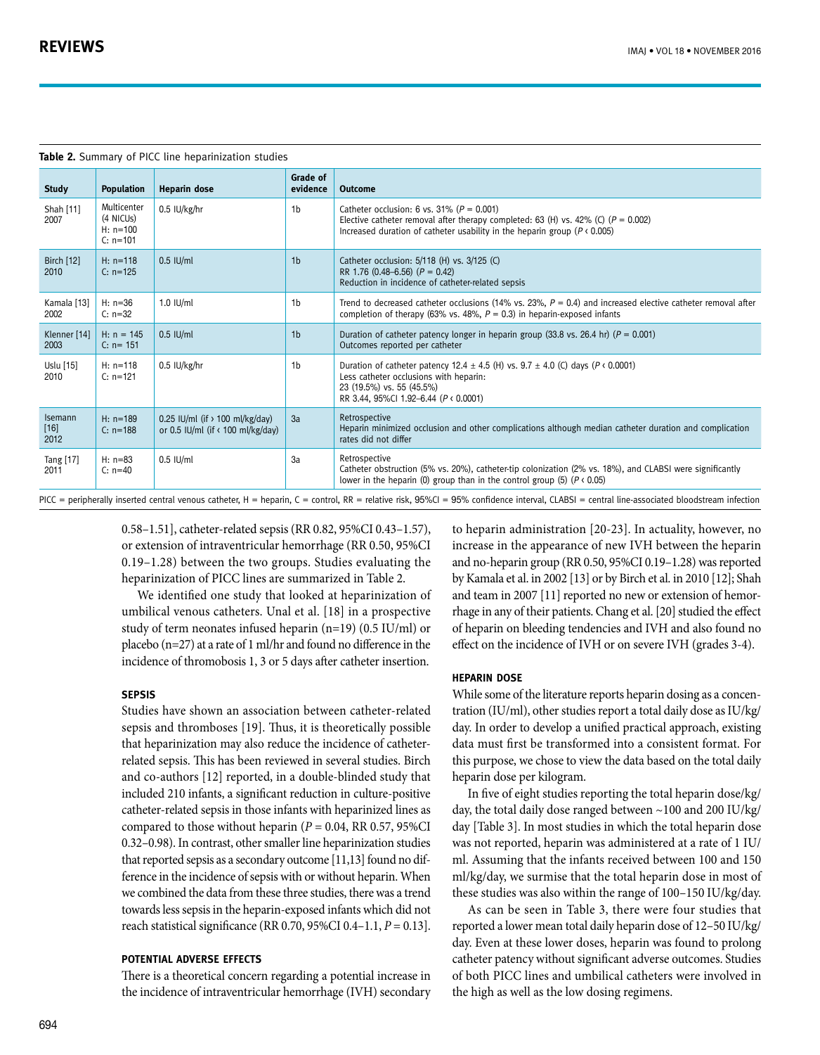**Table 2.** Summary of PICC line heparinization studies

| Study | Population | Heparin dose | Grade of evidence | Outcome |
|---|---|---|---|---|
| Shah [11] 2007 | Multicenter (4 NICUs) H: n=100 C: n=101 | 0.5 IU/kg/hr | 1b | Catheter occlusion: 6 vs. 31% ($P$ = 0.001) Elective catheter removal after therapy completed: 63 (H) vs. 42% (C) ($P$ = 0.002) Increased duration of catheter usability in the heparin group ($P$ < 0.005) |
| Birch [12] 2010 | H: n=118 C: n=125 | 0.5 IU/ml | 1b | Catheter occlusion: 5/118 (H) vs. 3/125 (C) RR 1.76 (0.48–6.56) ($P$ = 0.42) Reduction in incidence of catheter-related sepsis |
| Kamala [13] 2002 | H: n=36 C: n=32 | 1.0 IU/ml | 1b | Trend to decreased catheter occlusions (14% vs. 23%, $P$ = 0.4) and increased elective catheter removal after completion of therapy (63% vs. 48%, $P$ = 0.3) in heparin-exposed infants |
| Klenner [14] 2003 | H: n = 145 C: n= 151 | 0.5 IU/ml | 1b | Duration of catheter patency longer in heparin group (33.8 vs. 26.4 hr) ($P$ = 0.001) Outcomes reported per catheter |
| Uslu [15] 2010 | H: n=118 C: n=121 | 0.5 IU/kg/hr | 1b | Duration of catheter patency 12.4 ± 4.5 (H) vs. 9.7 ± 4.0 (C) days ($P$ < 0.0001) Less catheter occlusions with heparin: 23 (19.5%) vs. 55 (45.5%) RR 3.44, 95%CI 1.92–6.44 ($P$ < 0.0001) |
| Isemann [16] 2012 | H: n=189 C: n=188 | 0.25 IU/ml (if > 100 ml/kg/day) or 0.5 IU/ml (if < 100 ml/kg/day) | 3a | Retrospective Heparin minimized occlusion and other complications although median catheter duration and complication rates did not differ |
| Tang [17] 2011 | H: n=83 C: n=40 | 0.5 IU/ml | 3a | Retrospective Catheter obstruction (5% vs. 20%), catheter-tip colonization (2% vs. 18%), and CLABSI were significantly lower in the heparin (0) group than in the control group (5) ($P$ < 0.05) |

PICC = peripherally inserted central venous catheter, H = heparin, C = control, RR = relative risk, 95%CI = 95% confidence interval, CLABSI = central line-associated bloodstream infection

0.58–1.51], catheter-related sepsis (RR 0.82, 95%CI 0.43–1.57), or extension of intraventricular hemorrhage (RR 0.50, 95%CI 0.19–1.28) between the two groups. Studies evaluating the heparinization of PICC lines are summarized in Table 2.

We identified one study that looked at heparinization of umbilical venous catheters. Unal et al. [18] in a prospective study of term neonates infused heparin (n=19) (0.5 IU/ml) or placebo (n=27) at a rate of 1 ml/hr and found no difference in the incidence of thrombosis 1, 3 or 5 days after catheter insertion.

### SEPSIS

Studies have shown an association between catheter-related sepsis and thromboses [19]. Thus, it is theoretically possible that heparinization may also reduce the incidence of catheter-related sepsis. This has been reviewed in several studies. Birch and co-authors [12] reported, in a double-blinded study that included 210 infants, a significant reduction in culture-positive catheter-related sepsis in those infants with heparinized lines as compared to those without heparin ($P$ = 0.04, RR 0.57, 95%CI 0.32–0.98). In contrast, other smaller line heparinization studies that reported sepsis as a secondary outcome [11,13] found no difference in the incidence of sepsis with or without heparin. When we combined the data from these three studies, there was a trend towards less sepsis in the heparin-exposed infants which did not reach statistical significance (RR 0.70, 95%CI 0.4–1.1, $P$ = 0.13].

### POTENTIAL ADVERSE EFFECTS

There is a theoretical concern regarding a potential increase in the incidence of intraventricular hemorrhage (IVH) secondary to heparin administration [20-23]. In actuality, however, no increase in the appearance of new IVH between the heparin and no-heparin group (RR 0.50, 95%CI 0.19–1.28) was reported by Kamala et al. in 2002 [13] or by Birch et al. in 2010 [12]; Shah and team in 2007 [11] reported no new or extension of hemorrhage in any of their patients. Chang et al. [20] studied the effect of heparin on bleeding tendencies and IVH and also found no effect on the incidence of IVH or on severe IVH (grades 3-4).

### HEPARIN DOSE

While some of the literature reports heparin dosing as a concentration (IU/ml), other studies report a total daily dose as IU/kg/day. In order to develop a unified practical approach, existing data must first be transformed into a consistent format. For this purpose, we chose to view the data based on the total daily heparin dose per kilogram.

In five of eight studies reporting the total heparin dose/kg/day, the total daily dose ranged between ~100 and 200 IU/kg/day [Table 3]. In most studies in which the total heparin dose was not reported, heparin was administered at a rate of 1 IU/ml. Assuming that the infants received between 100 and 150 ml/kg/day, we surmise that the total heparin dose in most of these studies was also within the range of 100–150 IU/kg/day.

As can be seen in Table 3, there were four studies that reported a lower mean total daily heparin dose of 12–50 IU/kg/day. Even at these lower doses, heparin was found to prolong catheter patency without significant adverse outcomes. Studies of both PICC lines and umbilical catheters were involved in the high as well as the low dosing regimens.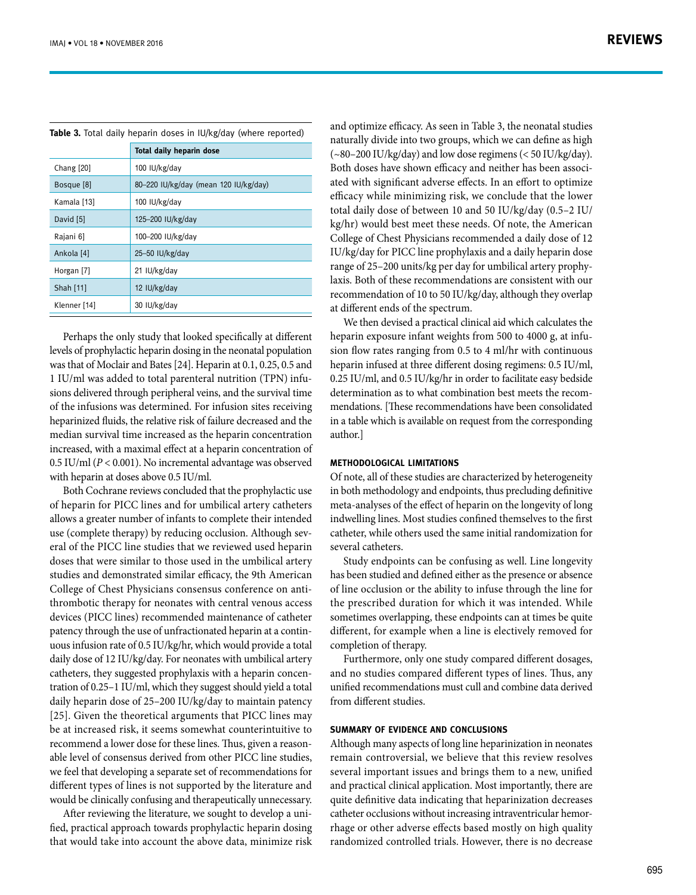**Table 3.** Total daily heparin doses in IU/kg/day (where reported)

| | Total daily heparin dose |
|---|---|
| Chang [20] | 100 IU/kg/day |
| Bosque [8] | 80–220 IU/kg/day (mean 120 IU/kg/day) |
| Kamala [13] | 100 IU/kg/day |
| David [5] | 125–200 IU/kg/day |
| Rajani 6] | 100–200 IU/kg/day |
| Ankola [4] | 25–50 IU/kg/day |
| Horgan [7] | 21 IU/kg/day |
| Shah [11] | 12 IU/kg/day |
| Klenner [14] | 30 IU/kg/day |

Perhaps the only study that looked specifically at different levels of prophylactic heparin dosing in the neonatal population was that of Moclair and Bates [24]. Heparin at 0.1, 0.25, 0.5 and 1 IU/ml was added to total parenteral nutrition (TPN) infusions delivered through peripheral veins, and the survival time of the infusions was determined. For infusion sites receiving heparinized fluids, the relative risk of failure decreased and the median survival time increased as the heparin concentration increased, with a maximal effect at a heparin concentration of 0.5 IU/ml ($P < 0.001$). No incremental advantage was observed with heparin at doses above 0.5 IU/ml.

Both Cochrane reviews concluded that the prophylactic use of heparin for PICC lines and for umbilical artery catheters allows a greater number of infants to complete their intended use (complete therapy) by reducing occlusion. Although several of the PICC line studies that we reviewed used heparin doses that were similar to those used in the umbilical artery studies and demonstrated similar efficacy, the 9th American College of Chest Physicians consensus conference on antithrombotic therapy for neonates with central venous access devices (PICC lines) recommended maintenance of catheter patency through the use of unfractionated heparin at a continuous infusion rate of 0.5 IU/kg/hr, which would provide a total daily dose of 12 IU/kg/day. For neonates with umbilical artery catheters, they suggested prophylaxis with a heparin concentration of 0.25–1 IU/ml, which they suggest should yield a total daily heparin dose of 25–200 IU/kg/day to maintain patency [25]. Given the theoretical arguments that PICC lines may be at increased risk, it seems somewhat counterintuitive to recommend a lower dose for these lines. Thus, given a reasonable level of consensus derived from other PICC line studies, we feel that developing a separate set of recommendations for different types of lines is not supported by the literature and would be clinically confusing and therapeutically unnecessary.

After reviewing the literature, we sought to develop a unified, practical approach towards prophylactic heparin dosing that would take into account the above data, minimize risk and optimize efficacy. As seen in Table 3, the neonatal studies naturally divide into two groups, which we can define as high (~80–200 IU/kg/day) and low dose regimens (< 50 IU/kg/day). Both doses have shown efficacy and neither has been associated with significant adverse effects. In an effort to optimize efficacy while minimizing risk, we conclude that the lower total daily dose of between 10 and 50 IU/kg/day (0.5–2 IU/kg/hr) would best meet these needs. Of note, the American College of Chest Physicians recommended a daily dose of 12 IU/kg/day for PICC line prophylaxis and a daily heparin dose range of 25–200 units/kg per day for umbilical artery prophylaxis. Both of these recommendations are consistent with our recommendation of 10 to 50 IU/kg/day, although they overlap at different ends of the spectrum.

We then devised a practical clinical aid which calculates the heparin exposure infant weights from 500 to 4000 g, at infusion flow rates ranging from 0.5 to 4 ml/hr with continuous heparin infused at three different dosing regimens: 0.5 IU/ml, 0.25 IU/ml, and 0.5 IU/kg/hr in order to facilitate easy bedside determination as to what combination best meets the recommendations. [These recommendations have been consolidated in a table which is available on request from the corresponding author.]

### METHODOLOGICAL LIMITATIONS

Of note, all of these studies are characterized by heterogeneity in both methodology and endpoints, thus precluding definitive meta-analyses of the effect of heparin on the longevity of long indwelling lines. Most studies confined themselves to the first catheter, while others used the same initial randomization for several catheters.

Study endpoints can be confusing as well. Line longevity has been studied and defined either as the presence or absence of line occlusion or the ability to infuse through the line for the prescribed duration for which it was intended. While sometimes overlapping, these endpoints can at times be quite different, for example when a line is electively removed for completion of therapy.

Furthermore, only one study compared different dosages, and no studies compared different types of lines. Thus, any unified recommendations must cull and combine data derived from different studies.

### SUMMARY OF EVIDENCE AND CONCLUSIONS

Although many aspects of long line heparinization in neonates remain controversial, we believe that this review resolves several important issues and brings them to a new, unified and practical clinical application. Most importantly, there are quite definitive data indicating that heparinization decreases catheter occlusions without increasing intraventricular hemorrhage or other adverse effects based mostly on high quality randomized controlled trials. However, there is no decrease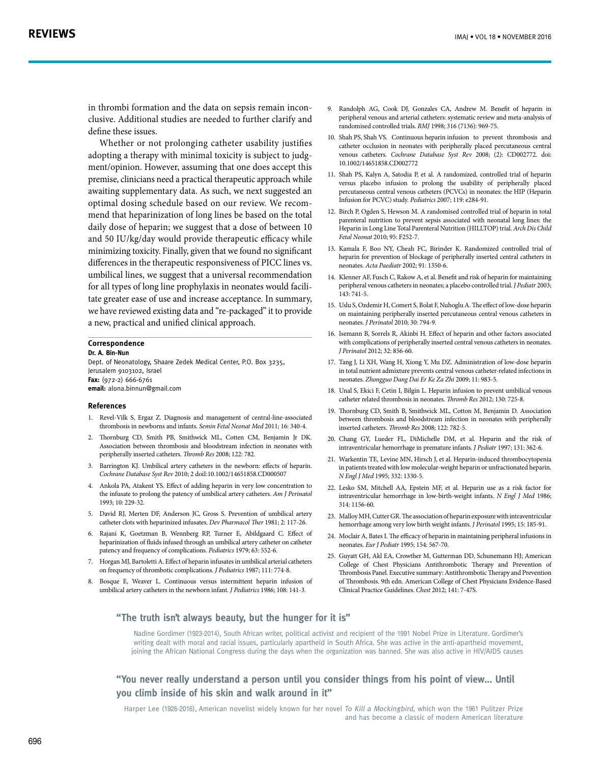in thrombi formation and the data on sepsis remain inconclusive. Additional studies are needed to further clarify and define these issues.

Whether or not prolonging catheter usability justifies adopting a therapy with minimal toxicity is subject to judgment/opinion. However, assuming that one does accept this premise, clinicians need a practical therapeutic approach while awaiting supplementary data. As such, we next suggested an optimal dosing schedule based on our review. We recommend that heparinization of long lines be based on the total daily dose of heparin; we suggest that a dose of between 10 and 50 IU/kg/day would provide therapeutic efficacy while minimizing toxicity. Finally, given that we found no significant differences in the therapeutic responsiveness of PICC lines vs. umbilical lines, we suggest that a universal recommendation for all types of long line prophylaxis in neonates would facilitate greater ease of use and increase acceptance. In summary, we have reviewed existing data and "re-packaged" it to provide a new, practical and unified clinical approach.

### Correspondence

**Dr. A. Bin-Nun**
Dept. of Neonatology, Shaare Zedek Medical Center, P.O. Box 3235, Jerusalem 9103102, Israel
**Fax:** (972-2) 666-6761
**email:** alona.binnun@gmail.com

### References

1. Revel-Vilk S, Ergaz Z. Diagnosis and management of central-line-associated thrombosis in newborns and infants. *Semin Fetal Neonat Med* 2011; 16: 340-4.
2. Thornburg CD, Smith PB, Smithwick ML, Cotten CM, Benjamin Jr DK. Association between thrombosis and bloodstream infection in neonates with peripherally inserted catheters. *Thromb Res* 2008; 122: 782.
3. Barrington KJ. Umbilical artery catheters in the newborn: effects of heparin. *Cochrane Database Syst Rev* 2010; 2 doiI:10.1002/14651858.CD000507
4. Ankola PA, Atakent YS. Effect of adding heparin in very low concentration to the infusate to prolong the patency of umbilical artery catheters. *Am J Perinatol* 1993; 10: 229-32.
5. David RJ, Merten DF, Anderson JC, Gross S. Prevention of umbilical artery catheter clots with heparinized infusates. *Dev Pharmacol Ther* 1981; 2: 117-26.
6. Rajani K, Goetzman B, Wennberg RP, Turner E, Abildgaard C. Effect of heparinization of fluids infused through an umbilical artery catheter on catheter patency and frequency of complications. *Pediatrics* 1979; 63: 552-6.
7. Horgan MJ, Bartoletti A. Effect of heparin infusates in umbilical arterial catheters on frequency of thrombotic complications. *J Pediatrics* 1987; 111: 774-8.
8. Bosque E, Weaver L. Continuous versus intermittent heparin infusion of umbilical artery catheters in the newborn infant. *J Pediatrics* 1986; 108: 141-3.
9. Randolph AG, Cook DJ, Gonzales CA, Andrew M. Benefit of heparin in peripheral venous and arterial catheters: systematic review and meta-analysis of randomised controlled trials. *BMJ* 1998; 316 (7136): 969-75.
10. Shah PS, Shah VS. Continuous heparin infusion to prevent thrombosis and catheter occlusion in neonates with peripherally placed percutaneous central venous catheters. *Cochrane Database Syst Rev* 2008; (2): CD002772. doi: 10.1002/14651858.CD002772
11. Shah PS, Kalyn A, Satodia P, et al. A randomized, controlled trial of heparin versus placebo infusion to prolong the usability of peripherally placed percutaneous central venous catheters (PCVCs) in neonates: the HIP (Heparin Infusion for PCVC) study. *Pediatrics* 2007; 119: e284-91.
12. Birch P, Ogden S, Hewson M. A randomised controlled trial of heparin in total parenteral nutrition to prevent sepsis associated with neonatal long lines: the Heparin in Long Line Total Parenteral Nutrition (HILLTOP) trial. *Arch Dis Child Fetal Neonat* 2010; 95: F252-7.
13. Kamala F, Boo NY, Cheah FC, Birinder K. Randomized controlled trial of heparin for prevention of blockage of peripherally inserted central catheters in neonates. *Acta Paediatr* 2002; 91: 1350-6.
14. Klenner AF, Fusch C, Rakow A, et al. Benefit and risk of heparin for maintaining peripheral venous catheters in neonates; a placebo controlled trial. *J Pediatr* 2003; 143: 741-5.
15. Uslu S, Ozdemir H, Comert S, Bolat F, Nuhoglu A. The effect of low-dose heparin on maintaining peripherally inserted percutaneous central venous catheters in neonates. *J Perinatol* 2010; 30: 794-9.
16. Isemann B, Sorrels R, Akinbi H. Effect of heparin and other factors associated with complications of peripherally inserted central venous catheters in neonates. *J Perinatol* 2012; 32: 856-60.
17. Tang J, Li XH, Wang H, Xiong Y, Mu DZ. Administration of low-dose heparin in total nutrient admixture prevents central venous catheter-related infections in neonates. *Zhongguo Dang Dai Er Ke Za Zhi* 2009; 11: 983-5.
18. Unal S, Ekici F, Cetin I, Bilgin L. Heparin infusion to prevent umbilical venous catheter related thrombosis in neonates. *Thromb Res* 2012; 130: 725-8.
19. Thornburg CD, Smith B, Smithwick ML, Cotton M, Benjamin D. Association between thrombosis and bloodstream infection in neonates with peripherally inserted catheters. *Thromb Res* 2008; 122: 782-5.
20. Chang GY, Lueder FL, DiMichelle DM, et al. Heparin and the risk of intraventricular hemorrhage in premature infants. *J Pediatr* 1997; 131: 362-6.
21. Warkentin TE, Levine MN, Hirsch J, et al. Heparin-induced thrombocytopenia in patients treated with low molecular-weight heparin or unfractionated heparin. *N Engl J Med* 1995; 332: 1330-5.
22. Lesko SM, Mitchell AA, Epstein MF, et al. Heparin use as a risk factor for intraventricular hemorrhage in low-birth-weight infants. *N Engl J Med* 1986; 314: 1156-60.
23. Malloy MH, Cutter GR. The association of heparin exposure with intraventricular hemorrhage among very low birth weight infants. *J Perinatol* 1995; 15: 185-91.
24. Moclair A, Bates I. The efficacy of heparin in maintaining peripheral infusions in neonates. *Eur J Pediatr* 1995; 154: 567-70.
25. Guyatt GH, Akl EA, Crowther M, Gutterman DD, Schunemann HJ; American College of Chest Physicians Antithrombotic Therapy and Prevention of Thrombosis Panel. Executive summary: Antithrombotic Therapy and Prevention of Thrombosis. 9th edn. American College of Chest Physicians Evidence-Based Clinical Practice Guidelines. *Chest* 2012; 141: 7-47S.

**"The truth isn't always beauty, but the hunger for it is"**

Nadine Gordimer (1923-2014), South African writer, political activist and recipient of the 1991 Nobel Prize in Literature. Gordimer's writing dealt with moral and racial issues, particularly apartheid in South Africa. She was active in the anti-apartheid movement, joining the African National Congress during the days when the organization was banned. She was also active in HIV/AIDS causes

**"You never really understand a person until you consider things from his point of view... Until you climb inside of his skin and walk around in it"**

Harper Lee (1926-2016), American novelist widely known for her novel *To Kill a Mockingbird*, which won the 1961 Pulitzer Prize and has become a classic of modern American literature